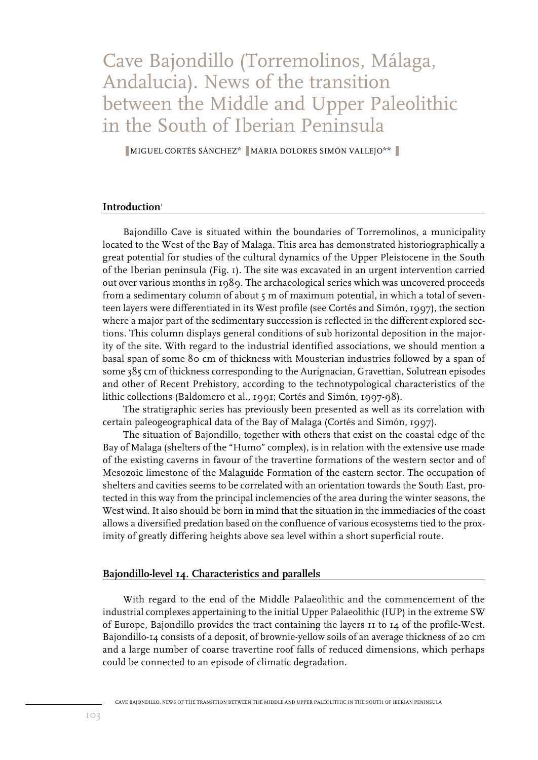# Cave Bajondillo (Torremolinos, Málaga, Andalucia). News of the transition between the Middle and Upper Paleolithic in the South of Iberian Peninsula

MIGUEL CORTÉS SÁNCHEZ* MARIA DOLORES SIMÓN VALLEJO**

## Introduction[1]

Bajondillo Cave is situated within the boundaries of Torremolinos, a municipality located to the West of the Bay of Malaga. This area has demonstrated historiographically a great potential for studies of the cultural dynamics of the Upper Pleistocene in the South of the Iberian peninsula (Fig. 1). The site was excavated in an urgent intervention carried out over various months in 1989. The archaeological series which was uncovered proceeds from a sedimentary column of about 5 m of maximum potential, in which a total of seventeen layers were differentiated in its West profile (see Cortés and Simón, 1997), the section where a major part of the sedimentary succession is reflected in the different explored sections. This column displays general conditions of sub horizontal deposition in the majority of the site. With regard to the industrial identified associations, we should mention a basal span of some 80 cm of thickness with Mousterian industries followed by a span of some 385 cm of thickness corresponding to the Aurignacian, Gravettian, Solutrean episodes and other of Recent Prehistory, according to the technotypological characteristics of the lithic collections (Baldomero et al., 1991; Cortés and Simón, 1997-98).

The stratigraphic series has previously been presented as well as its correlation with certain paleogeographical data of the Bay of Malaga (Cortés and Simón, 1997).

The situation of Bajondillo, together with others that exist on the coastal edge of the Bay of Malaga (shelters of the "Humo" complex), is in relation with the extensive use made of the existing caverns in favour of the travertine formations of the western sector and of Mesozoic limestone of the Malaguide Formation of the eastern sector. The occupation of shelters and cavities seems to be correlated with an orientation towards the South East, protected in this way from the principal inclemencies of the area during the winter seasons, the West wind. It also should be born in mind that the situation in the immediacies of the coast allows a diversified predation based on the confluence of various ecosystems tied to the proximity of greatly differing heights above sea level within a short superficial route.

## Bajondillo-level 14. Characteristics and parallels

With regard to the end of the Middle Palaeolithic and the commencement of the industrial complexes appertaining to the initial Upper Palaeolithic (IUP) in the extreme SW of Europe, Bajondillo provides the tract containing the layers 11 to 14 of the profile-West. Bajondillo-14 consists of a deposit, of brownie-yellow soils of an average thickness of 20 cm and a large number of coarse travertine roof falls of reduced dimensions, which perhaps could be connected to an episode of climatic degradation.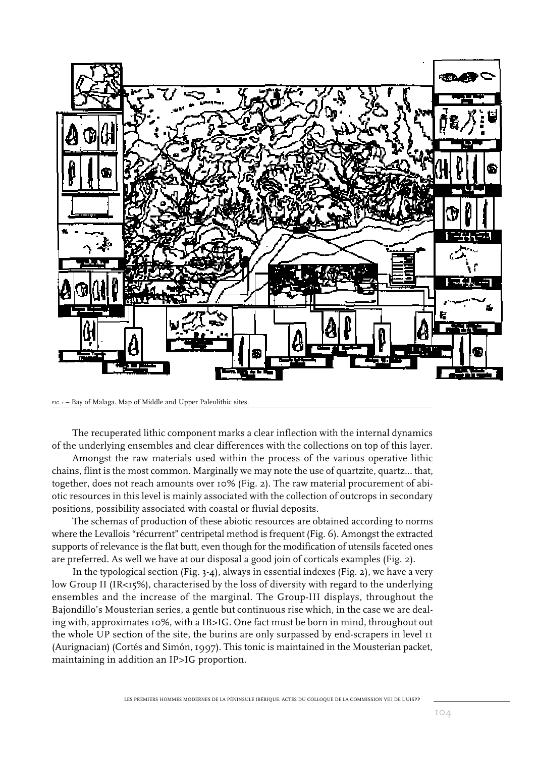FIG. 1 – Bay of Malaga. Map of Middle and Upper Paleolithic sites.

The recuperated lithic component marks a clear inflection with the internal dynamics of the underlying ensembles and clear differences with the collections on top of this layer.

Amongst the raw materials used within the process of the various operative lithic chains, flint is the most common. Marginally we may note the use of quartzite, quartz... that, together, does not reach amounts over 10% (Fig. 2). The raw material procurement of abiotic resources in this level is mainly associated with the collection of outcrops in secondary positions, possibility associated with coastal or fluvial deposits.

The schemas of production of these abiotic resources are obtained according to norms where the Levallois "récurrent" centripetal method is frequent (Fig. 6). Amongst the extracted supports of relevance is the flat butt, even though for the modification of utensils faceted ones are preferred. As well we have at our disposal a good join of corticals examples (Fig. 2).

In the typological section (Fig. 3-4), always in essential indexes (Fig. 2), we have a very low Group II (IR<15%), characterised by the loss of diversity with regard to the underlying ensembles and the increase of the marginal. The Group-III displays, throughout the Bajondillo's Mousterian series, a gentle but continuous rise which, in the case we are dealing with, approximates 10%, with a IB>IG. One fact must be born in mind, throughout out the whole UP section of the site, the burins are only surpassed by end-scrapers in level 11 (Aurignacian) (Cortés and Simón, 1997). This tonic is maintained in the Mousterian packet, maintaining in addition an IP>IG proportion.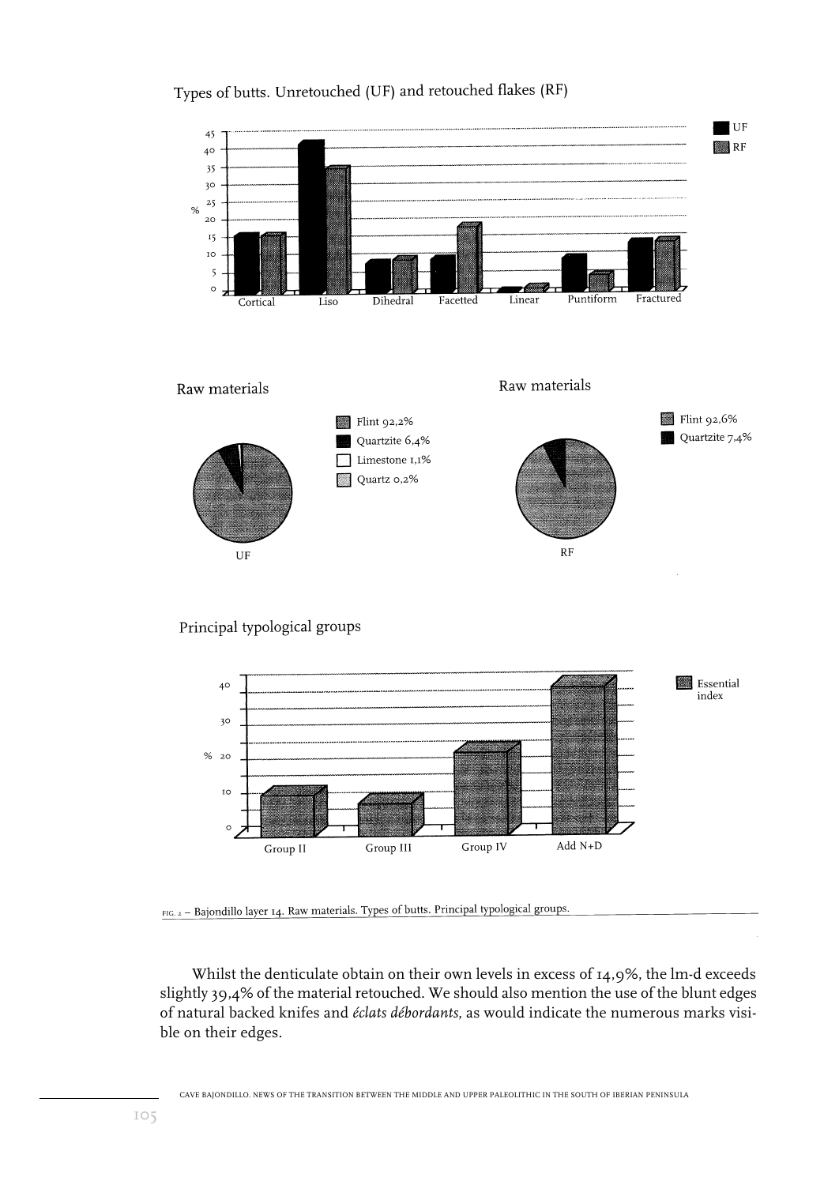Types of butts. Unretouched (UF) and retouched flakes (RF)

Raw materials

- Flint 92,2%
- Quartzite 6,4%
- Limestone 1,1%
- Quartz 0,2%

UF

Raw materials

- Flint 92,6%
- Quartzite 7,4%

RF

Principal typological groups

FIG. 2 – Bajondillo layer 14. Raw materials. Types of butts. Principal typological groups.

Whilst the denticulate obtain on their own levels in excess of 14,9%, the lm-d exceeds slightly 39,4% of the material retouched. We should also mention the use of the blunt edges of natural backed knifes and *éclats débordants*, as would indicate the numerous marks visible on their edges.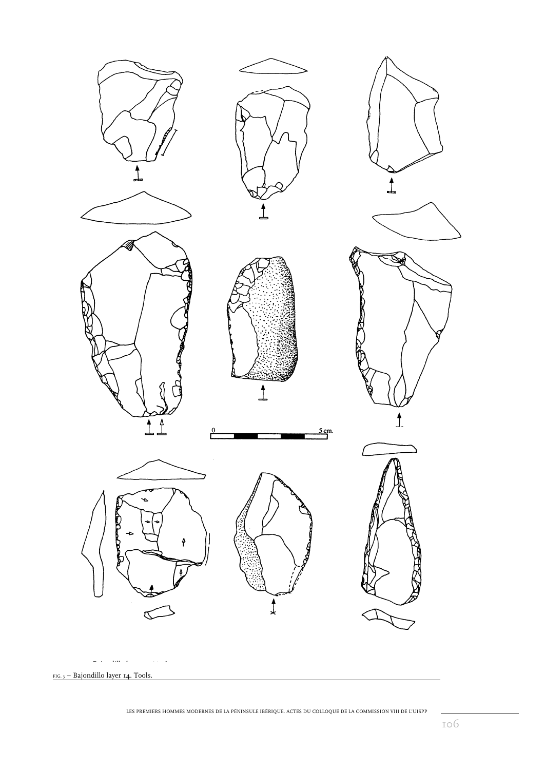0 5 cm.

FIG. 3 – Bajondillo layer 14. Tools.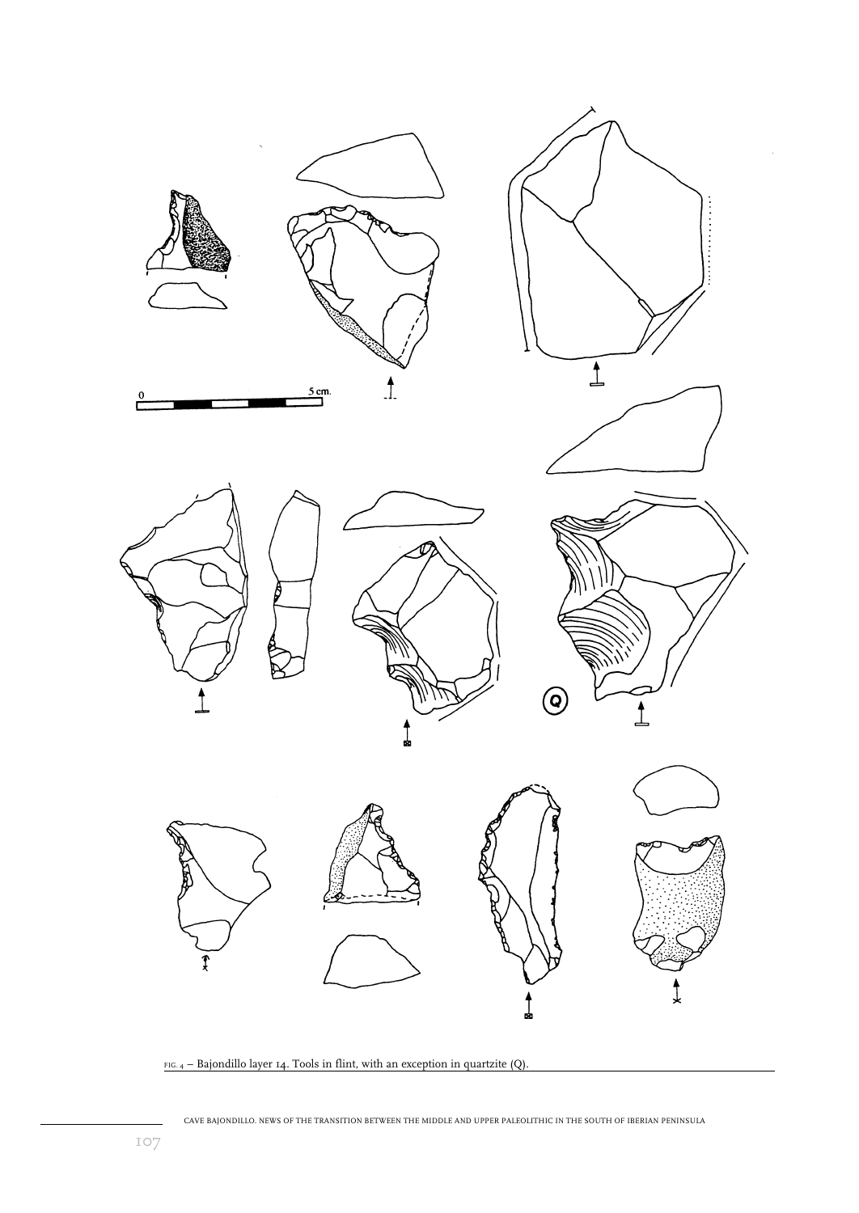FIG. 4 – Bajondillo layer 14. Tools in flint, with an exception in quartzite (Q).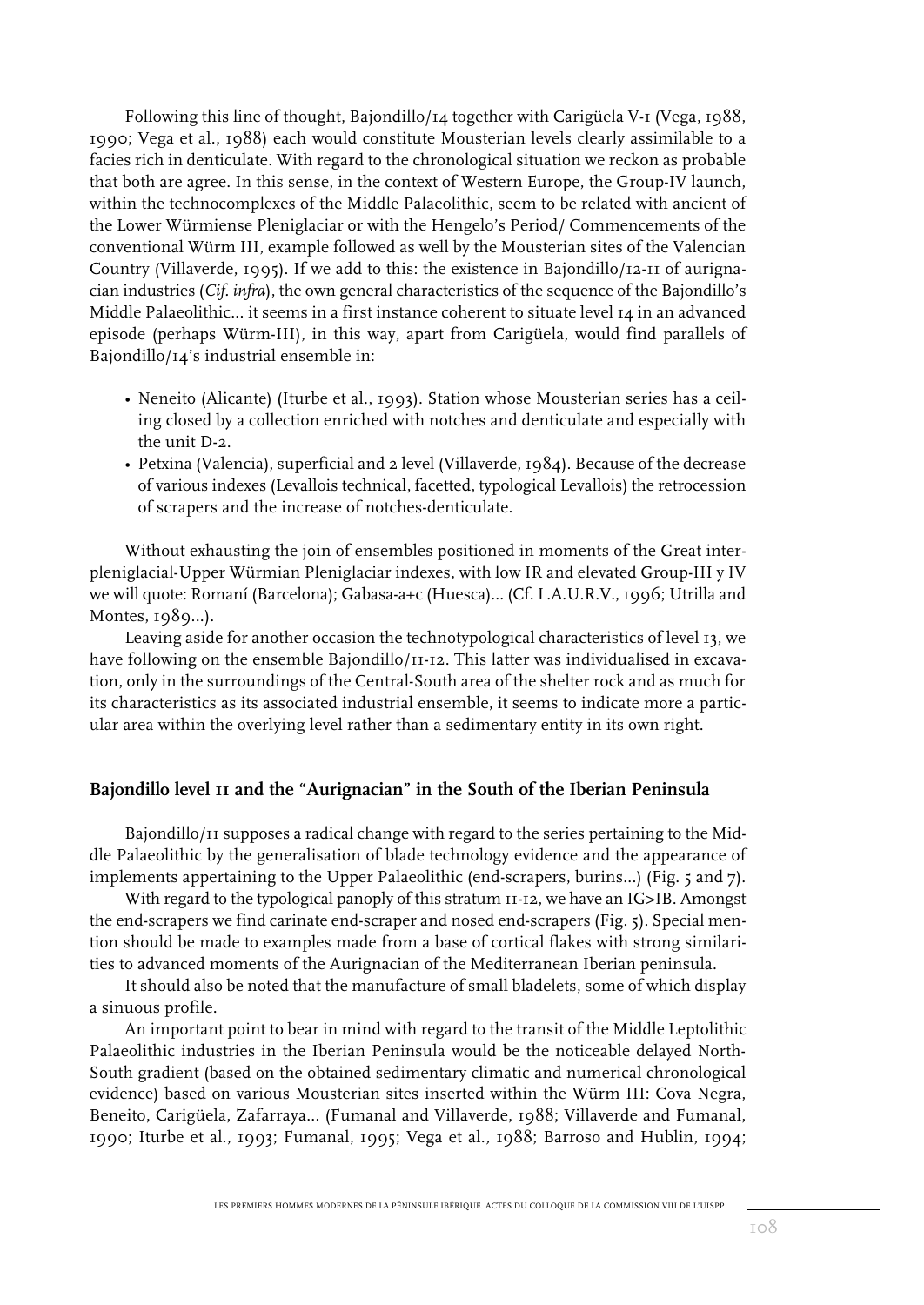Following this line of thought, Bajondillo/14 together with Carigüela V-1 (Vega, 1988, 1990; Vega et al., 1988) each would constitute Mousterian levels clearly assimilable to a facies rich in denticulate. With regard to the chronological situation we reckon as probable that both are agree. In this sense, in the context of Western Europe, the Group-IV launch, within the technocomplexes of the Middle Palaeolithic, seem to be related with ancient of the Lower Würmiense Pleniglaciar or with the Hengelo's Period/ Commencements of the conventional Würm III, example followed as well by the Mousterian sites of the Valencian Country (Villaverde, 1995). If we add to this: the existence in Bajondillo/12-11 of aurignacian industries (*Cif. infra*), the own general characteristics of the sequence of the Bajondillo's Middle Palaeolithic... it seems in a first instance coherent to situate level 14 in an advanced episode (perhaps Würm-III), in this way, apart from Carigüela, would find parallels of Bajondillo/14's industrial ensemble in:

- Neneito (Alicante) (Iturbe et al., 1993). Station whose Mousterian series has a ceiling closed by a collection enriched with notches and denticulate and especially with the unit D-2.
- Petxina (Valencia), superficial and 2 level (Villaverde, 1984). Because of the decrease of various indexes (Levallois technical, facetted, typological Levallois) the retrocession of scrapers and the increase of notches-denticulate.

Without exhausting the join of ensembles positioned in moments of the Great interpleniglacial-Upper Würmian Pleniglaciar indexes, with low IR and elevated Group-III y IV we will quote: Romaní (Barcelona); Gabasa-a+c (Huesca)... (Cf. L.A.U.R.V., 1996; Utrilla and Montes, 1989...).

Leaving aside for another occasion the technotypological characteristics of level 13, we have following on the ensemble Bajondillo/11-12. This latter was individualised in excavation, only in the surroundings of the Central-South area of the shelter rock and as much for its characteristics as its associated industrial ensemble, it seems to indicate more a particular area within the overlying level rather than a sedimentary entity in its own right.

## Bajondillo level 11 and the "Aurignacian" in the South of the Iberian Peninsula

Bajondillo/11 supposes a radical change with regard to the series pertaining to the Middle Palaeolithic by the generalisation of blade technology evidence and the appearance of implements appertaining to the Upper Palaeolithic (end-scrapers, burins...) (Fig. 5 and 7).

With regard to the typological panoply of this stratum 11-12, we have an IG>IB. Amongst the end-scrapers we find carinate end-scraper and nosed end-scrapers (Fig. 5). Special mention should be made to examples made from a base of cortical flakes with strong similarities to advanced moments of the Aurignacian of the Mediterranean Iberian peninsula.

It should also be noted that the manufacture of small bladelets, some of which display a sinuous profile.

An important point to bear in mind with regard to the transit of the Middle Leptolithic Palaeolithic industries in the Iberian Peninsula would be the noticeable delayed North-South gradient (based on the obtained sedimentary climatic and numerical chronological evidence) based on various Mousterian sites inserted within the Würm III: Cova Negra, Beneito, Carigüela, Zafarraya... (Fumanal and Villaverde, 1988; Villaverde and Fumanal, 1990; Iturbe et al., 1993; Fumanal, 1995; Vega et al., 1988; Barroso and Hublin, 1994;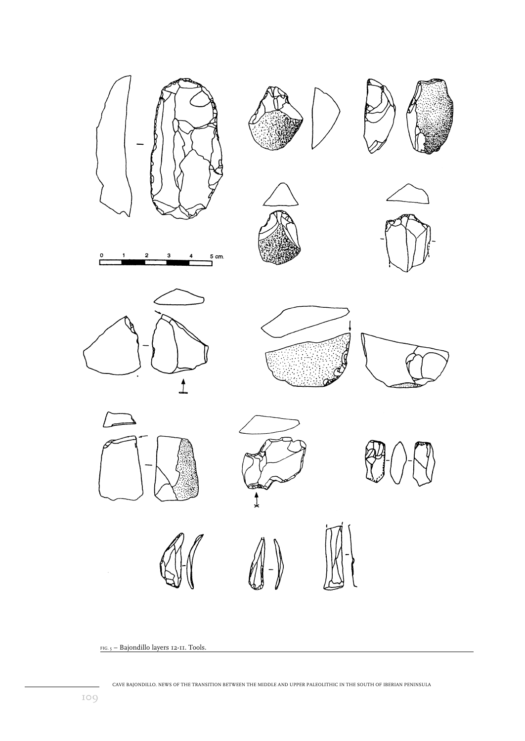FIG. 5 – Bajondillo layers 12-11. Tools.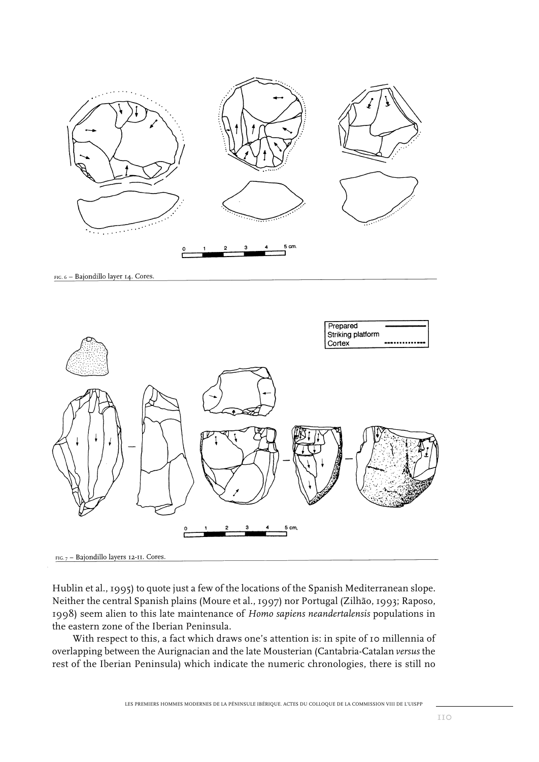FIG. 6 – Bajondillo layer 14. Cores.

FIG. 7 – Bajondillo layers 12-11. Cores.

Hublin et al., 1995) to quote just a few of the locations of the Spanish Mediterranean slope. Neither the central Spanish plains (Moure et al., 1997) nor Portugal (Zilhão, 1993; Raposo, 1998) seem alien to this late maintenance of *Homo sapiens neandertalensis* populations in the eastern zone of the Iberian Peninsula.

With respect to this, a fact which draws one's attention is: in spite of 10 millennia of overlapping between the Aurignacian and the late Mousterian (Cantabria-Catalan *versus* the rest of the Iberian Peninsula) which indicate the numeric chronologies, there is still no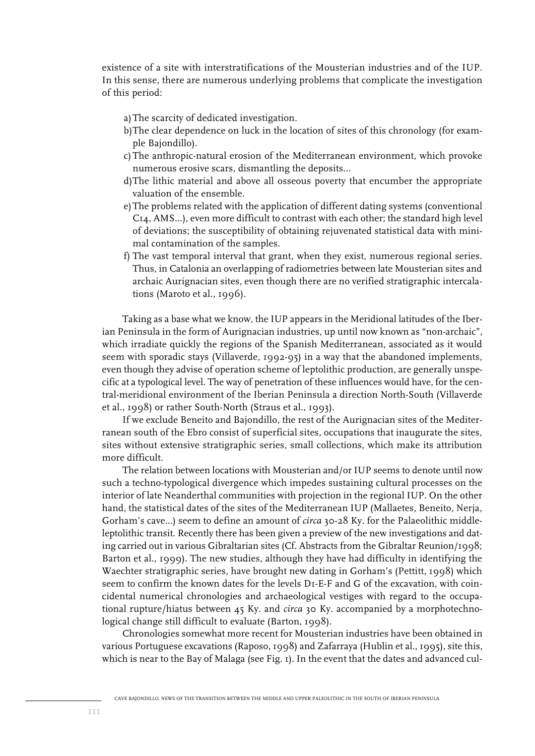existence of a site with interstratifications of the Mousterian industries and of the IUP. In this sense, there are numerous underlying problems that complicate the investigation of this period:

a) The scarcity of dedicated investigation.
b) The clear dependence on luck in the location of sites of this chronology (for example Bajondillo).
c) The anthropic-natural erosion of the Mediterranean environment, which provoke numerous erosive scars, dismantling the deposits...
d) The lithic material and above all osseous poverty that encumber the appropriate valuation of the ensemble.
e) The problems related with the application of different dating systems (conventional C14, AMS...), even more difficult to contrast with each other; the standard high level of deviations; the susceptibility of obtaining rejuvenated statistical data with minimal contamination of the samples.
f) The vast temporal interval that grant, when they exist, numerous regional series. Thus, in Catalonia an overlapping of radiometries between late Mousterian sites and archaic Aurignacian sites, even though there are no verified stratigraphic intercalations (Maroto et al., 1996).

Taking as a base what we know, the IUP appears in the Meridional latitudes of the Iberian Peninsula in the form of Aurignacian industries, up until now known as "non-archaic", which irradiate quickly the regions of the Spanish Mediterranean, associated as it would seem with sporadic stays (Villaverde, 1992-95) in a way that the abandoned implements, even though they advise of operation scheme of leptolithic production, are generally unspecific at a typological level. The way of penetration of these influences would have, for the central-meridional environment of the Iberian Peninsula a direction North-South (Villaverde et al., 1998) or rather South-North (Straus et al., 1993).

If we exclude Beneito and Bajondillo, the rest of the Aurignacian sites of the Mediterranean south of the Ebro consist of superficial sites, occupations that inaugurate the sites, sites without extensive stratigraphic series, small collections, which make its attribution more difficult.

The relation between locations with Mousterian and/or IUP seems to denote until now such a techno-typological divergence which impedes sustaining cultural processes on the interior of late Neanderthal communities with projection in the regional IUP. On the other hand, the statistical dates of the sites of the Mediterranean IUP (Mallaetes, Beneito, Nerja, Gorham's cave...) seem to define an amount of *circa* 30-28 Ky. for the Palaeolithic middle-leptolithic transit. Recently there has been given a preview of the new investigations and dating carried out in various Gibraltarian sites (Cf. Abstracts from the Gibraltar Reunion/1998; Barton et al., 1999). The new studies, although they have had difficulty in identifying the Waechter stratigraphic series, have brought new dating in Gorham's (Pettitt, 1998) which seem to confirm the known dates for the levels D1-E-F and G of the excavation, with coincidental numerical chronologies and archaeological vestiges with regard to the occupational rupture/hiatus between 45 Ky. and *circa* 30 Ky. accompanied by a morphotechnological change still difficult to evaluate (Barton, 1998).

Chronologies somewhat more recent for Mousterian industries have been obtained in various Portuguese excavations (Raposo, 1998) and Zafarraya (Hublin et al., 1995), site this, which is near to the Bay of Malaga (see Fig. 1). In the event that the dates and advanced cul-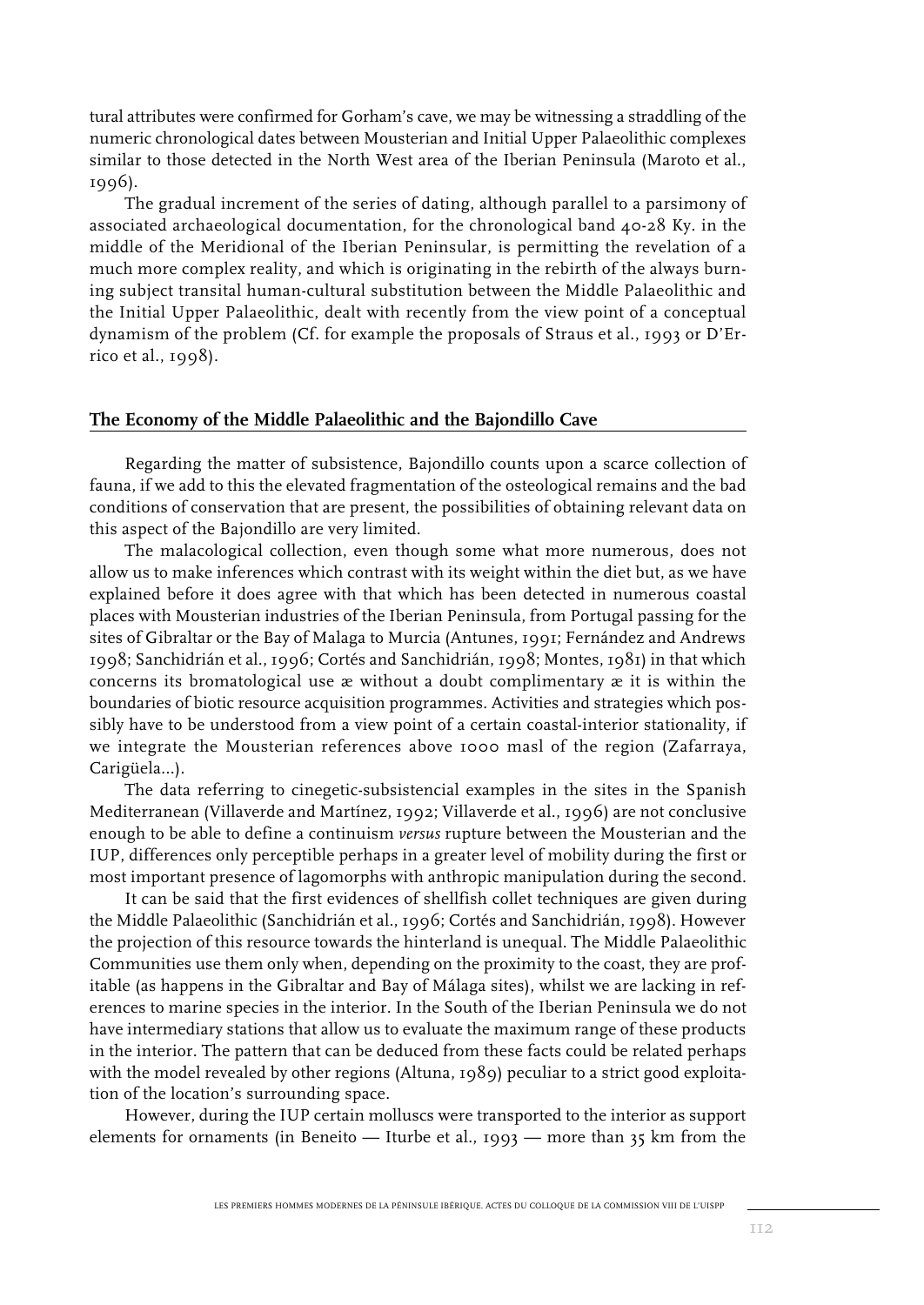tural attributes were confirmed for Gorham's cave, we may be witnessing a straddling of the numeric chronological dates between Mousterian and Initial Upper Palaeolithic complexes similar to those detected in the North West area of the Iberian Peninsula (Maroto et al., 1996).

The gradual increment of the series of dating, although parallel to a parsimony of associated archaeological documentation, for the chronological band 40-28 Ky. in the middle of the Meridional of the Iberian Peninsular, is permitting the revelation of a much more complex reality, and which is originating in the rebirth of the always burning subject transital human-cultural substitution between the Middle Palaeolithic and the Initial Upper Palaeolithic, dealt with recently from the view point of a conceptual dynamism of the problem (Cf. for example the proposals of Straus et al., 1993 or D'Errico et al., 1998).

## The Economy of the Middle Palaeolithic and the Bajondillo Cave

Regarding the matter of subsistence, Bajondillo counts upon a scarce collection of fauna, if we add to this the elevated fragmentation of the osteological remains and the bad conditions of conservation that are present, the possibilities of obtaining relevant data on this aspect of the Bajondillo are very limited.

The malacological collection, even though some what more numerous, does not allow us to make inferences which contrast with its weight within the diet but, as we have explained before it does agree with that which has been detected in numerous coastal places with Mousterian industries of the Iberian Peninsula, from Portugal passing for the sites of Gibraltar or the Bay of Malaga to Murcia (Antunes, 1991; Fernández and Andrews 1998; Sanchidrián et al., 1996; Cortés and Sanchidrián, 1998; Montes, 1981) in that which concerns its bromatological use æ without a doubt complimentary æ it is within the boundaries of biotic resource acquisition programmes. Activities and strategies which possibly have to be understood from a view point of a certain coastal-interior stationality, if we integrate the Mousterian references above 1000 masl of the region (Zafarraya, Carigüela...).

The data referring to cinegetic-subsistencial examples in the sites in the Spanish Mediterranean (Villaverde and Martínez, 1992; Villaverde et al., 1996) are not conclusive enough to be able to define a continuism *versus* rupture between the Mousterian and the IUP, differences only perceptible perhaps in a greater level of mobility during the first or most important presence of lagomorphs with anthropic manipulation during the second.

It can be said that the first evidences of shellfish collet techniques are given during the Middle Palaeolithic (Sanchidrián et al., 1996; Cortés and Sanchidrián, 1998). However the projection of this resource towards the hinterland is unequal. The Middle Palaeolithic Communities use them only when, depending on the proximity to the coast, they are profitable (as happens in the Gibraltar and Bay of Málaga sites), whilst we are lacking in references to marine species in the interior. In the South of the Iberian Peninsula we do not have intermediary stations that allow us to evaluate the maximum range of these products in the interior. The pattern that can be deduced from these facts could be related perhaps with the model revealed by other regions (Altuna, 1989) peculiar to a strict good exploitation of the location's surrounding space.

However, during the IUP certain molluscs were transported to the interior as support elements for ornaments (in Beneito — Iturbe et al., 1993 — more than 35 km from the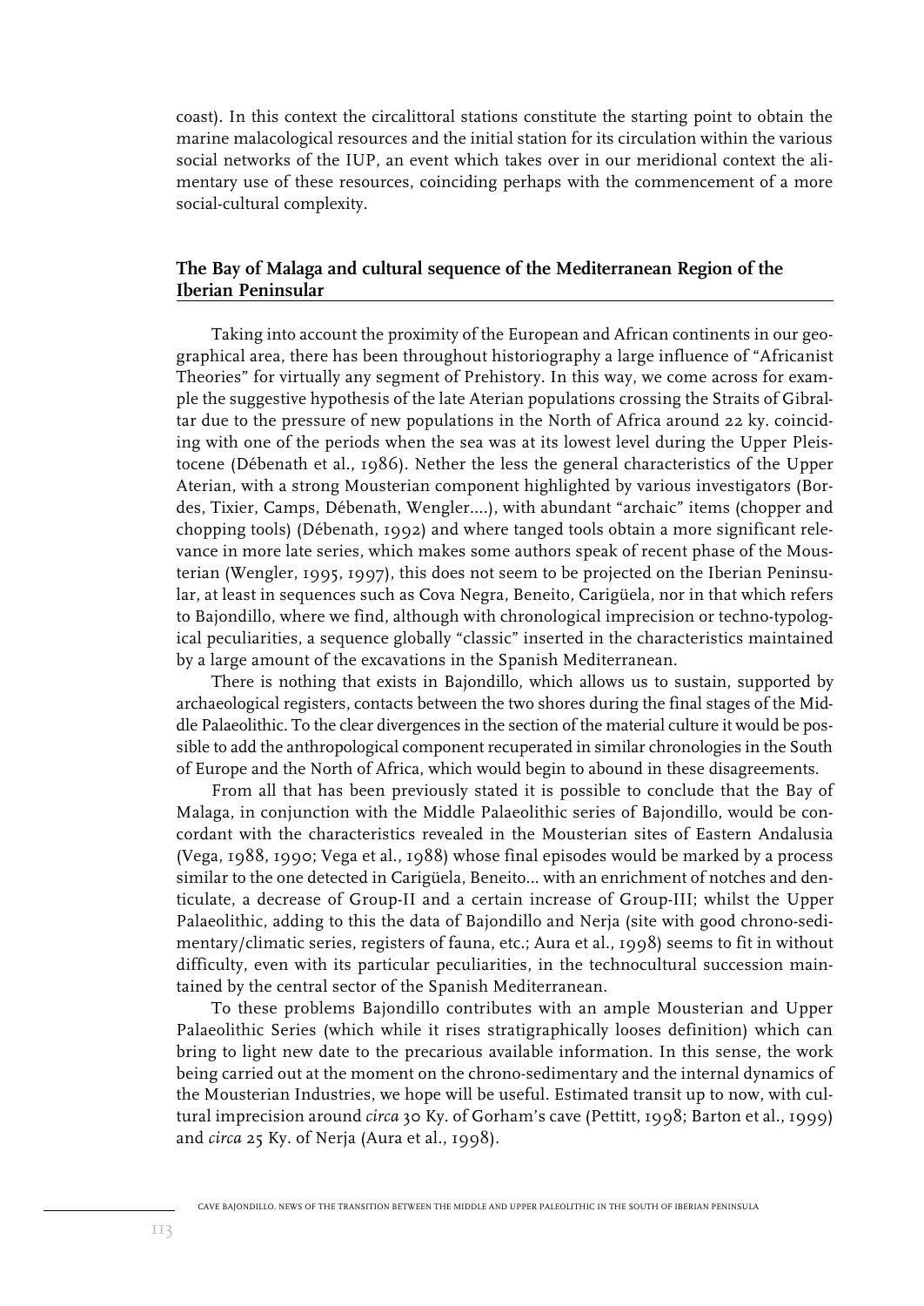coast). In this context the circalittoral stations constitute the starting point to obtain the marine malacological resources and the initial station for its circulation within the various social networks of the IUP, an event which takes over in our meridional context the alimentary use of these resources, coinciding perhaps with the commencement of a more social-cultural complexity.

## The Bay of Malaga and cultural sequence of the Mediterranean Region of the Iberian Peninsular

Taking into account the proximity of the European and African continents in our geographical area, there has been throughout historiography a large influence of "Africanist Theories" for virtually any segment of Prehistory. In this way, we come across for example the suggestive hypothesis of the late Aterian populations crossing the Straits of Gibraltar due to the pressure of new populations in the North of Africa around 22 ky. coinciding with one of the periods when the sea was at its lowest level during the Upper Pleistocene (Débenath et al., 1986). Nether the less the general characteristics of the Upper Aterian, with a strong Mousterian component highlighted by various investigators (Bordes, Tixier, Camps, Débenath, Wengler....), with abundant "archaic" items (chopper and chopping tools) (Débenath, 1992) and where tanged tools obtain a more significant relevance in more late series, which makes some authors speak of recent phase of the Mousterian (Wengler, 1995, 1997), this does not seem to be projected on the Iberian Peninsular, at least in sequences such as Cova Negra, Beneito, Carigüela, nor in that which refers to Bajondillo, where we find, although with chronological imprecision or techno-typological peculiarities, a sequence globally "classic" inserted in the characteristics maintained by a large amount of the excavations in the Spanish Mediterranean.

There is nothing that exists in Bajondillo, which allows us to sustain, supported by archaeological registers, contacts between the two shores during the final stages of the Middle Palaeolithic. To the clear divergences in the section of the material culture it would be possible to add the anthropological component recuperated in similar chronologies in the South of Europe and the North of Africa, which would begin to abound in these disagreements.

From all that has been previously stated it is possible to conclude that the Bay of Malaga, in conjunction with the Middle Palaeolithic series of Bajondillo, would be concordant with the characteristics revealed in the Mousterian sites of Eastern Andalusia (Vega, 1988, 1990; Vega et al., 1988) whose final episodes would be marked by a process similar to the one detected in Carigüela, Beneito... with an enrichment of notches and denticulate, a decrease of Group-II and a certain increase of Group-III; whilst the Upper Palaeolithic, adding to this the data of Bajondillo and Nerja (site with good chrono-sedimentary/climatic series, registers of fauna, etc.; Aura et al., 1998) seems to fit in without difficulty, even with its particular peculiarities, in the technocultural succession maintained by the central sector of the Spanish Mediterranean.

To these problems Bajondillo contributes with an ample Mousterian and Upper Palaeolithic Series (which while it rises stratigraphically looses definition) which can bring to light new date to the precarious available information. In this sense, the work being carried out at the moment on the chrono-sedimentary and the internal dynamics of the Mousterian Industries, we hope will be useful. Estimated transit up to now, with cultural imprecision around *circa* 30 Ky. of Gorham's cave (Pettitt, 1998; Barton et al., 1999) and *circa* 25 Ky. of Nerja (Aura et al., 1998).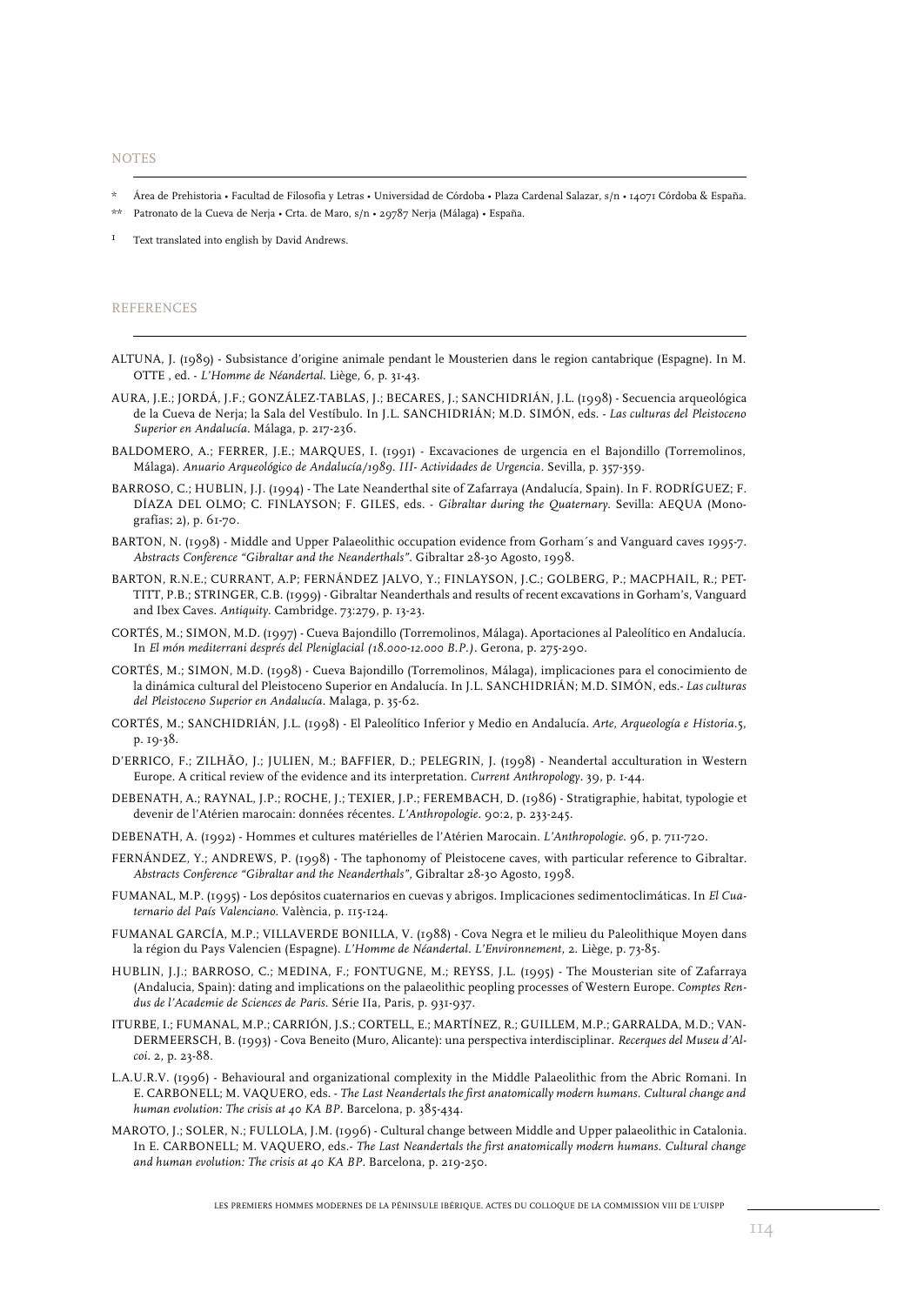## NOTES

\* Área de Prehistoria • Facultad de Filosofia y Letras • Universidad de Córdoba • Plaza Cardenal Salazar, s/n • 14071 Córdoba & España.

\*\* Patronato de la Cueva de Nerja • Crta. de Maro, s/n • 29787 Nerja (Málaga) • España.

1 Text translated into english by David Andrews.

## REFERENCES

ALTUNA, J. (1989) - Subsistance d'origine animale pendant le Mousterien dans le region cantabrique (Espagne). In M. OTTE , ed. - *L'Homme de Néandertal.* Liège, 6, p. 31-43.

AURA, J.E.; JORDÁ, J.F.; GONZÁLEZ-TABLAS, J.; BECARES, J.; SANCHIDRIÁN, J.L. (1998) - Secuencia arqueológica de la Cueva de Nerja; la Sala del Vestíbulo. In J.L. SANCHIDRIÁN; M.D. SIMÓN, eds. - *Las culturas del Pleistoceno Superior en Andalucía.* Málaga, p. 217-236.

BALDOMERO, A.; FERRER, J.E.; MARQUES, I. (1991) - Excavaciones de urgencia en el Bajondillo (Torremolinos, Málaga). *Anuario Arqueológico de Andalucía/1989. III- Actividades de Urgencia*. Sevilla, p. 357-359.

BARROSO, C.; HUBLIN, J.J. (1994) - The Late Neanderthal site of Zafarraya (Andalucía, Spain). In F. RODRÍGUEZ; F. DÍAZA DEL OLMO; C. FINLAYSON; F. GILES, eds. - *Gibraltar during the Quaternary.* Sevilla: AEQUA (Monografías; 2), p. 61-70.

BARTON, N. (1998) - Middle and Upper Palaeolithic occupation evidence from Gorham´s and Vanguard caves 1995-7. *Abstracts Conference "Gibraltar and the Neanderthals"*. Gibraltar 28-30 Agosto, 1998.

BARTON, R.N.E.; CURRANT, A.P; FERNÁNDEZ JALVO, Y.; FINLAYSON, J.C.; GOLBERG, P.; MACPHAIL, R.; PETTITT, P.B.; STRINGER, C.B. (1999) - Gibraltar Neanderthals and results of recent excavations in Gorham's, Vanguard and Ibex Caves. *Antiquity.* Cambridge. 73:279, p. 13-23.

CORTÉS, M.; SIMON, M.D. (1997) - Cueva Bajondillo (Torremolinos, Málaga). Aportaciones al Paleolítico en Andalucía. In *El món mediterrani després del Pleniglacial (18.000-12.000 B.P.)*. Gerona, p. 275-290.

CORTÉS, M.; SIMON, M.D. (1998) - Cueva Bajondillo (Torremolinos, Málaga), implicaciones para el conocimiento de la dinámica cultural del Pleistoceno Superior en Andalucía. In J.L. SANCHIDRIÁN; M.D. SIMÓN, eds.- *Las culturas del Pleistoceno Superior en Andalucía*. Malaga, p. 35-62.

CORTÉS, M.; SANCHIDRIÁN, J.L. (1998) - El Paleolítico Inferior y Medio en Andalucía. *Arte, Arqueología e Historia*.5, p. 19-38.

D'ERRICO, F.; ZILHÃO, J.; JULIEN, M.; BAFFIER, D.; PELEGRIN, J. (1998) - Neandertal acculturation in Western Europe. A critical review of the evidence and its interpretation. *Current Anthropology*. 39, p. 1-44.

DEBENATH, A.; RAYNAL, J.P.; ROCHE, J.; TEXIER, J.P.; FEREMBACH, D. (1986) - Stratigraphie, habitat, typologie et devenir de l'Atérien marocain: données récentes. *L'Anthropologie*. 90:2, p. 233-245.

DEBENATH, A. (1992) - Hommes et cultures matérielles de l'Atérien Marocain. *L'Anthropologie.* 96, p. 711-720.

FERNÁNDEZ, Y.; ANDREWS, P. (1998) - The taphonomy of Pleistocene caves, with particular reference to Gibraltar. *Abstracts Conference "Gibraltar and the Neanderthals"*, Gibraltar 28-30 Agosto, 1998.

FUMANAL, M.P. (1995) - Los depósitos cuaternarios en cuevas y abrigos. Implicaciones sedimentoclimáticas. In *El Cuaternario del País Valenciano*. València, p. 115-124.

FUMANAL GARCÍA, M.P.; VILLAVERDE BONILLA, V. (1988) - Cova Negra et le milieu du Paleolithique Moyen dans la région du Pays Valencien (Espagne). *L'Homme de Néandertal. L'Environnement*, 2. Liège, p. 73-85.

HUBLIN, J.J.; BARROSO, C.; MEDINA, F.; FONTUGNE, M.; REYSS, J.L. (1995) - The Mousterian site of Zafarraya (Andalucia, Spain): dating and implications on the palaeolithic peopling processes of Western Europe. *Comptes Rendus de l'Academie de Sciences de Paris.* Série IIa, Paris, p. 931-937.

ITURBE, I.; FUMANAL, M.P.; CARRIÓN, J.S.; CORTELL, E.; MARTÍNEZ, R.; GUILLEM, M.P.; GARRALDA, M.D.; VANDERMEERSCH, B. (1993) - Cova Beneito (Muro, Alicante): una perspectiva interdisciplinar. *Recerques del Museu d'Alcoi*. 2, p. 23-88.

L.A.U.R.V. (1996) - Behavioural and organizational complexity in the Middle Palaeolithic from the Abric Romani. In E. CARBONELL; M. VAQUERO, eds. - *The Last Neandertals the first anatomically modern humans. Cultural change and human evolution: The crisis at 40 KA BP*. Barcelona, p. 385-434.

MAROTO, J.; SOLER, N.; FULLOLA, J.M. (1996) - Cultural change between Middle and Upper palaeolithic in Catalonia. In E. CARBONELL; M. VAQUERO, eds.- *The Last Neandertals the first anatomically modern humans. Cultural change and human evolution: The crisis at 40 KA BP*. Barcelona, p. 219-250.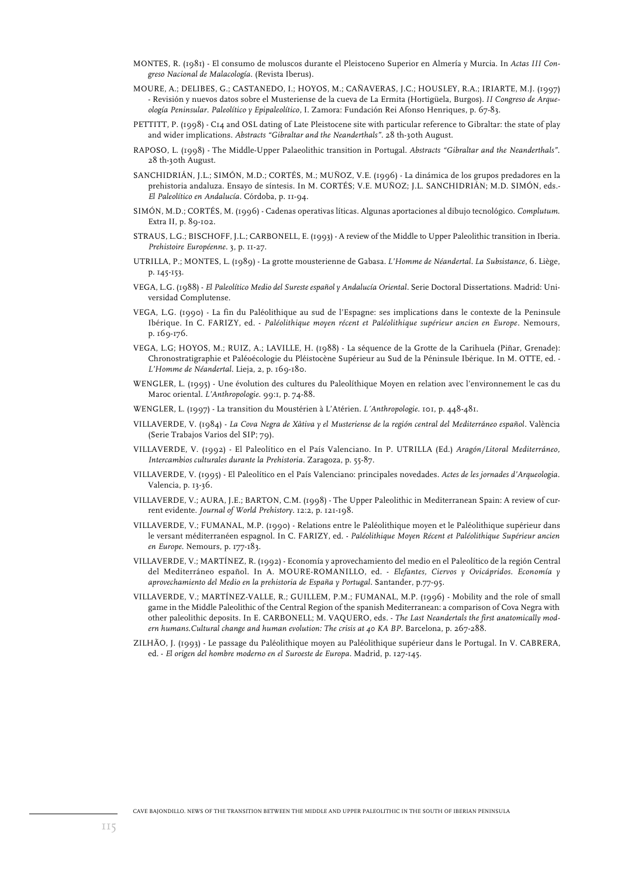MONTES, R. (1981) - El consumo de moluscos durante el Pleistoceno Superior en Almería y Murcia. In *Actas III Congreso Nacional de Malacología*. (Revista Iberus).

MOURE, A.; DELIBES, G.; CASTANEDO, I.; HOYOS, M.; CAÑAVERAS, J.C.; HOUSLEY, R.A.; IRIARTE, M.J. (1997) - Revisión y nuevos datos sobre el Musteriense de la cueva de La Ermita (Hortigüela, Burgos). *II Congreso de Arqueología Peninsular. Paleolítico y Epipaleolítico*, I. Zamora: Fundación Rei Afonso Henriques, p. 67-83.

PETTITT, P. (1998) - C14 and OSL dating of Late Pleistocene site with particular reference to Gibraltar: the state of play and wider implications. *Abstracts "Gibraltar and the Neanderthals"*. 28 th-30th August.

RAPOSO, L. (1998) - The Middle-Upper Palaeolithic transition in Portugal. *Abstracts "Gibraltar and the Neanderthals"*. 28 th-30th August.

SANCHIDRIÁN, J.L.; SIMÓN, M.D.; CORTÉS, M.; MUÑOZ, V.E. (1996) - La dinámica de los grupos predadores en la prehistoria andaluza. Ensayo de síntesis. In M. CORTÉS; V.E. MUÑOZ; J.L. SANCHIDRIÁN; M.D. SIMÓN, eds.- *El Paleolítico en Andalucía*. Córdoba, p. 11-94.

SIMÓN, M.D.; CORTÉS, M. (1996) - Cadenas operativas líticas. Algunas aportaciones al dibujo tecnológico. *Complutum*. Extra II, p. 89-102.

STRAUS, L.G.; BISCHOFF, J.L.; CARBONELL, E. (1993) - A review of the Middle to Upper Paleolithic transition in Iberia. *Prehistoire Européenne*. 3, p. 11-27.

UTRILLA, P.; MONTES, L. (1989) - La grotte mousterienne de Gabasa. *L'Homme de Néandertal. La Subsistance*, 6. Liège, p. 145-153.

VEGA, L.G. (1988) - *El Paleolítico Medio del Sureste español y Andalucía Oriental*. Serie Doctoral Dissertations. Madrid: Universidad Complutense.

VEGA, L.G. (1990) - La fin du Paléolithique au sud de l'Espagne: ses implications dans le contexte de la Peninsule Ibérique. In C. FARIZY, ed. - *Paléolithique moyen récent et Paléolithique supérieur ancien en Europe*. Nemours, p. 169-176.

VEGA, L.G; HOYOS, M.; RUIZ, A.; LAVILLE, H. (1988) - La séquence de la Grotte de la Carihuela (Piñar, Grenade): Chronostratigraphie et Paléoécologie du Pléistocène Supérieur au Sud de la Péninsule Ibérique. In M. OTTE, ed. - *L'Homme de Néandertal*. Lieja, 2, p. 169-180.

WENGLER, L. (1995) - Une évolution des cultures du Paleolíthique Moyen en relation avec l'environnement le cas du Maroc oriental. *L'Anthropologie*. 99:1, p. 74-88.

WENGLER, L. (1997) - La transition du Moustérien à L'Atérien. *L´Anthropologie*. 101, p. 448-481.

VILLAVERDE, V. (1984) - *La Cova Negra de Xàtiva y el Musteriense de la región central del Mediterráneo español*. València (Serie Trabajos Varios del SIP; 79).

VILLAVERDE, V. (1992) - El Paleolítico en el País Valenciano. In P. UTRILLA (Ed.) *Aragón/Litoral Mediterráneo, Intercambios culturales durante la Prehistoria*. Zaragoza, p. 55-87.

VILLAVERDE, V. (1995) - El Paleolítico en el País Valenciano: principales novedades. *Actes de les jornades d'Arqueologia*. Valencia, p. 13-36.

VILLAVERDE, V.; AURA, J.E.; BARTON, C.M. (1998) - The Upper Paleolithic in Mediterranean Spain: A review of current evidente. *Journal of World Prehistory*. 12:2, p. 121-198.

VILLAVERDE, V.; FUMANAL, M.P. (1990) - Relations entre le Paléolithique moyen et le Paléolithique supérieur dans le versant méditerranéen espagnol. In C. FARIZY, ed. - *Paléolithique Moyen Récent et Paléolithique Supérieur ancien en Europe*. Nemours, p. 177-183.

VILLAVERDE, V.; MARTÍNEZ, R. (1992) - Economía y aprovechamiento del medio en el Paleolítico de la región Central del Mediterráneo español. In A. MOURE-ROMANILLO, ed. - *Elefantes, Ciervos y Ovicápridos. Economía y aprovechamiento del Medio en la prehistoria de España y Portugal*. Santander, p.77-95.

VILLAVERDE, V.; MARTÍNEZ-VALLE, R.; GUILLEM, P.M.; FUMANAL, M.P. (1996) - Mobility and the role of small game in the Middle Paleolithic of the Central Region of the spanish Mediterranean: a comparison of Cova Negra with other paleolithic deposits. In E. CARBONELL; M. VAQUERO, eds. - *The Last Neandertals the first anatomically modern humans.Cultural change and human evolution: The crisis at 40 KA BP*. Barcelona, p. 267-288.

ZILHÃO, J. (1993) - Le passage du Paléolithique moyen au Paléolithique supérieur dans le Portugal. In V. CABRERA, ed. - *El origen del hombre moderno en el Suroeste de Europa*. Madrid, p. 127-145.